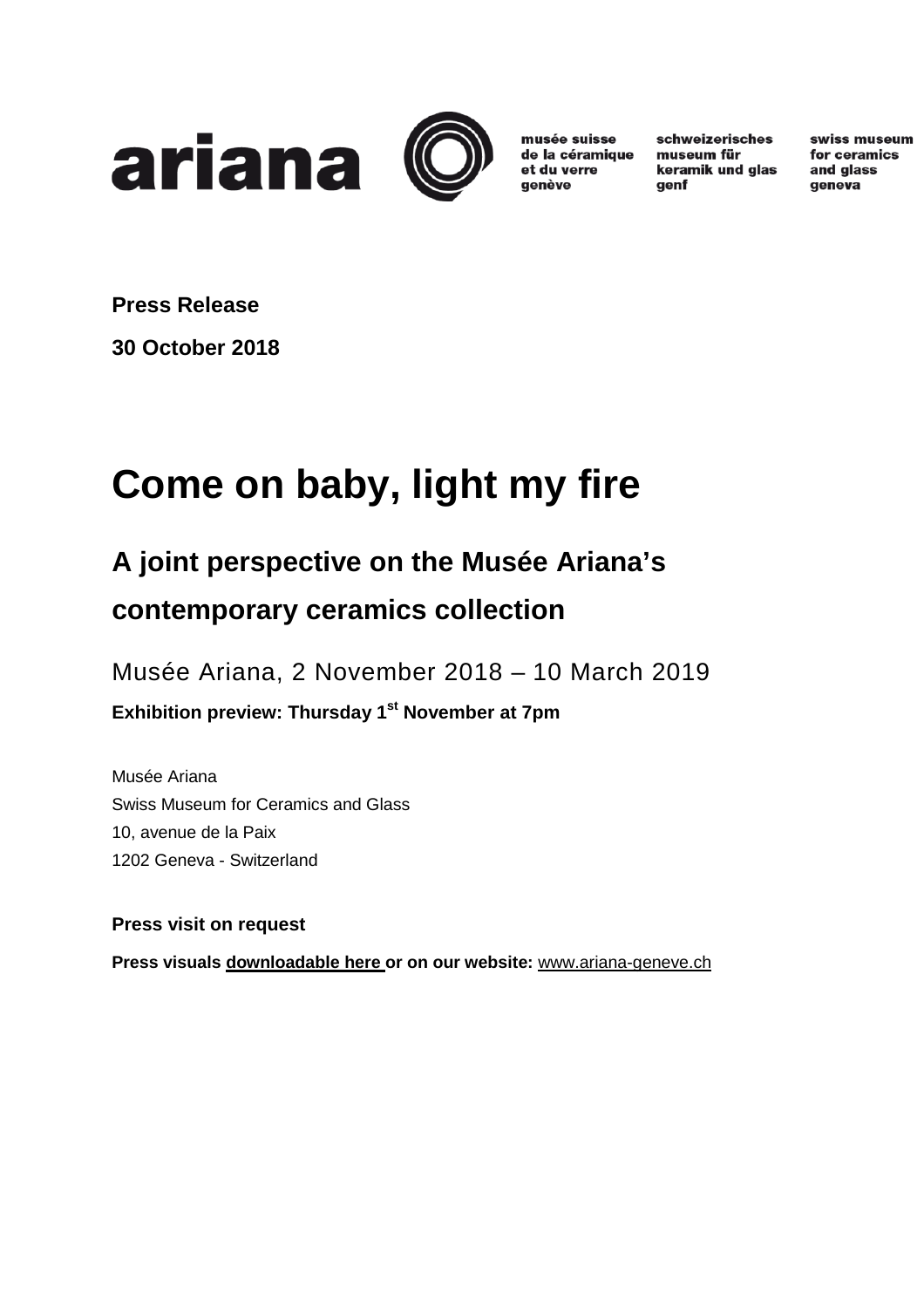ariana

musée suisse de la céramique et du verre genève

schweizerisches museum für keramik und glas genf

swiss museum for ceramics and glass geneva

**Press Release**

**30 October 2018**

# Come on baby, light my fire

## A joint perspective on the Musée Ariana's contemporary ceramics collection

Musée Ariana, 2 November 2018 – 10 March 2019

**Exhibition preview: Thursday 1st November at 7pm**

Musée Ariana
Swiss Museum for Ceramics and Glass
10, avenue de la Paix
1202 Geneva - Switzerland

**Press visit on request**

**Press visuals downloadable here or on our website:** www.ariana-geneve.ch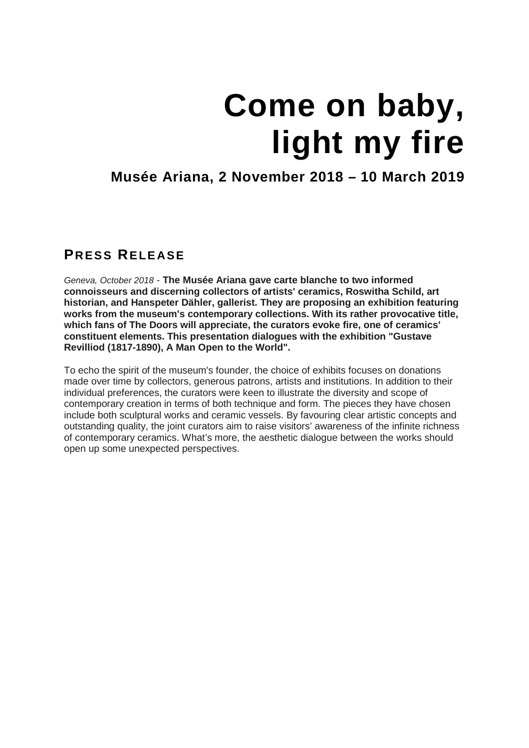# Come on baby, light my fire

## Musée Ariana, 2 November 2018 – 10 March 2019

## PRESS RELEASE

*Geneva, October 2018* - **The Musée Ariana gave carte blanche to two informed connoisseurs and discerning collectors of artists' ceramics, Roswitha Schild, art historian, and Hanspeter Dähler, gallerist. They are proposing an exhibition featuring works from the museum's contemporary collections. With its rather provocative title, which fans of The Doors will appreciate, the curators evoke fire, one of ceramics' constituent elements. This presentation dialogues with the exhibition "Gustave Revilliod (1817-1890), A Man Open to the World".**

To echo the spirit of the museum's founder, the choice of exhibits focuses on donations made over time by collectors, generous patrons, artists and institutions. In addition to their individual preferences, the curators were keen to illustrate the diversity and scope of contemporary creation in terms of both technique and form. The pieces they have chosen include both sculptural works and ceramic vessels. By favouring clear artistic concepts and outstanding quality, the joint curators aim to raise visitors' awareness of the infinite richness of contemporary ceramics. What's more, the aesthetic dialogue between the works should open up some unexpected perspectives.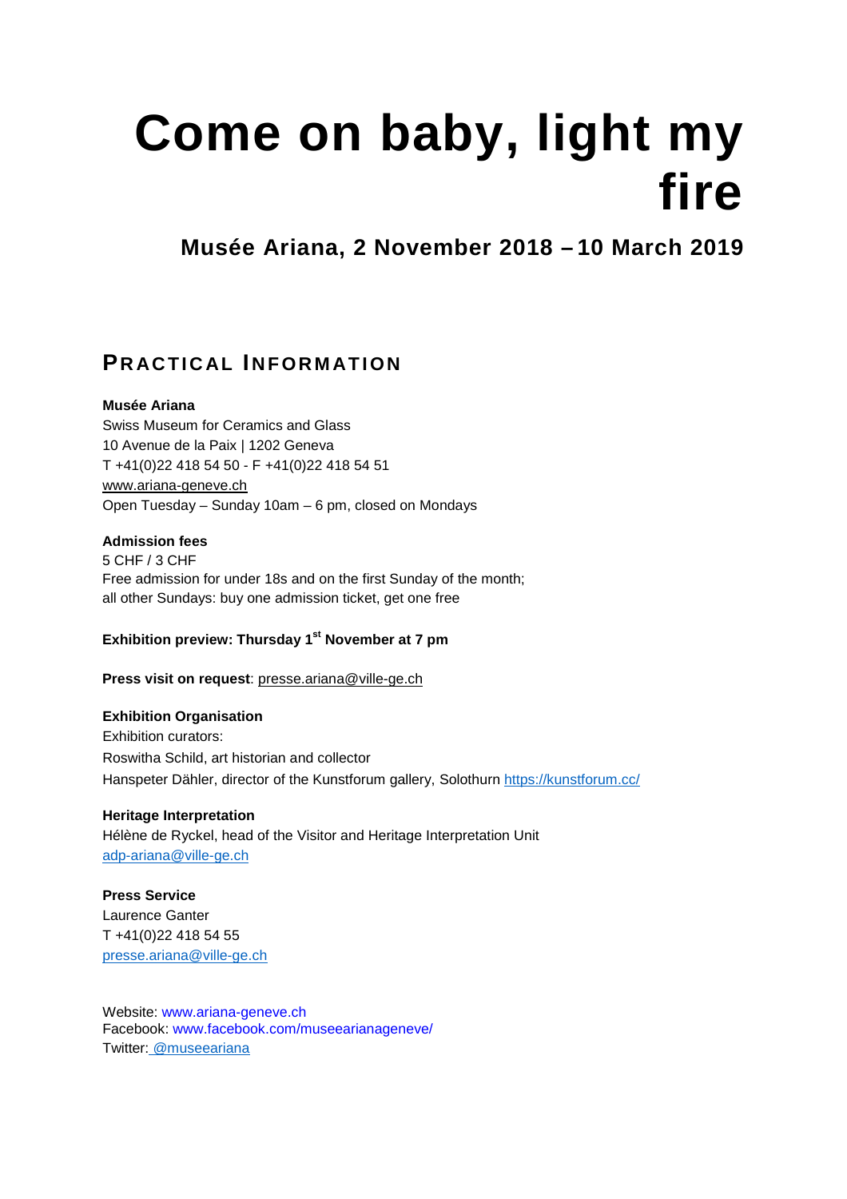# Come on baby, light my fire

## Musée Ariana, 2 November 2018 – 10 March 2019

## PRACTICAL INFORMATION

**Musée Ariana**
Swiss Museum for Ceramics and Glass
10 Avenue de la Paix | 1202 Geneva
T +41(0)22 418 54 50 - F +41(0)22 418 54 51
www.ariana-geneve.ch
Open Tuesday – Sunday 10am – 6 pm, closed on Mondays

**Admission fees**
5 CHF / 3 CHF
Free admission for under 18s and on the first Sunday of the month;
all other Sundays: buy one admission ticket, get one free

**Exhibition preview: Thursday 1st November at 7 pm**

**Press visit on request**: presse.ariana@ville-ge.ch

**Exhibition Organisation**
Exhibition curators:
Roswitha Schild, art historian and collector
Hanspeter Dähler, director of the Kunstforum gallery, Solothurn https://kunstforum.cc/

**Heritage Interpretation**
Hélène de Ryckel, head of the Visitor and Heritage Interpretation Unit
adp-ariana@ville-ge.ch

**Press Service**
Laurence Ganter
T +41(0)22 418 54 55
presse.ariana@ville-ge.ch

Website: www.ariana-geneve.ch
Facebook: www.facebook.com/museearianageneve/
Twitter: @museeariana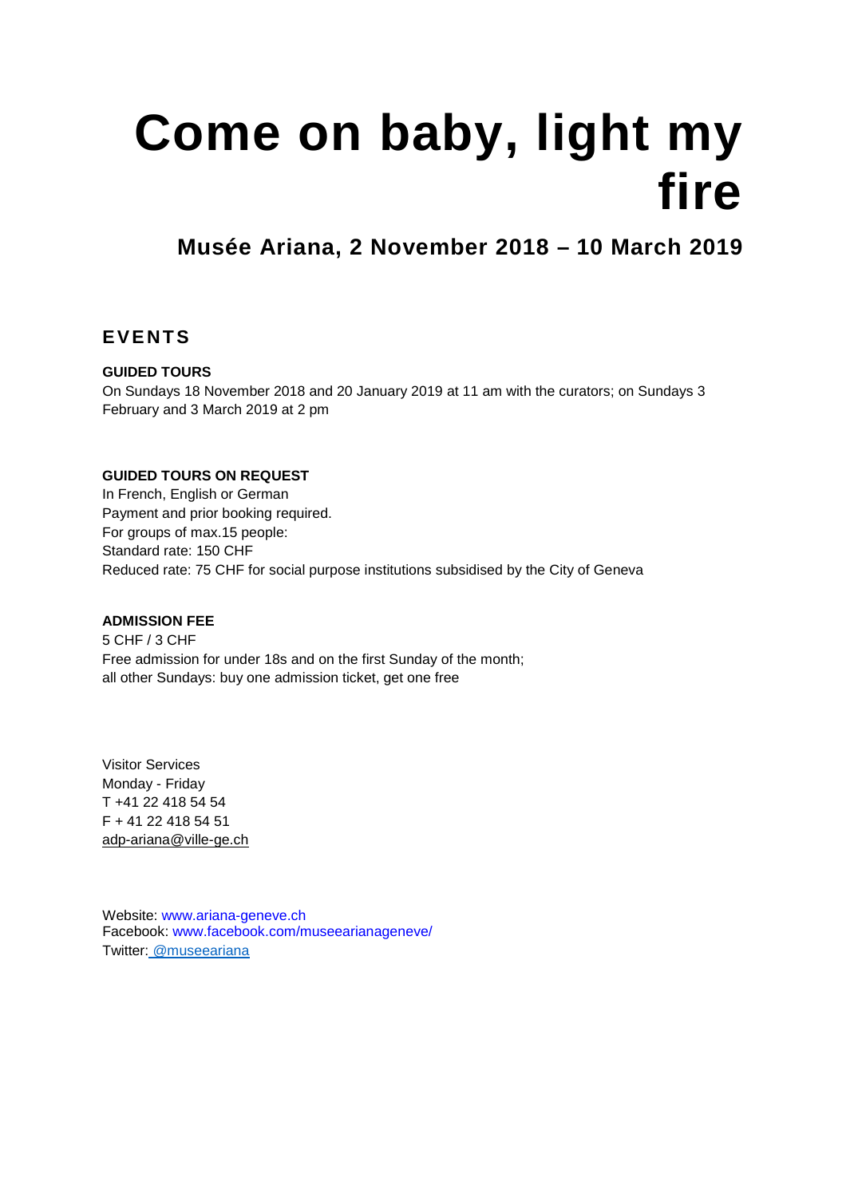# Come on baby, light my fire

## Musée Ariana, 2 November 2018 – 10 March 2019

### EVENTS

**GUIDED TOURS**

On Sundays 18 November 2018 and 20 January 2019 at 11 am with the curators; on Sundays 3 February and 3 March 2019 at 2 pm

**GUIDED TOURS ON REQUEST**

In French, English or German
Payment and prior booking required.
For groups of max.15 people:
Standard rate: 150 CHF
Reduced rate: 75 CHF for social purpose institutions subsidised by the City of Geneva

**ADMISSION FEE**

5 CHF / 3 CHF
Free admission for under 18s and on the first Sunday of the month;
all other Sundays: buy one admission ticket, get one free

Visitor Services
Monday - Friday
T +41 22 418 54 54
F + 41 22 418 54 51
adp-ariana@ville-ge.ch

Website: www.ariana-geneve.ch
Facebook: www.facebook.com/museearianageneve/
Twitter: @museeariana